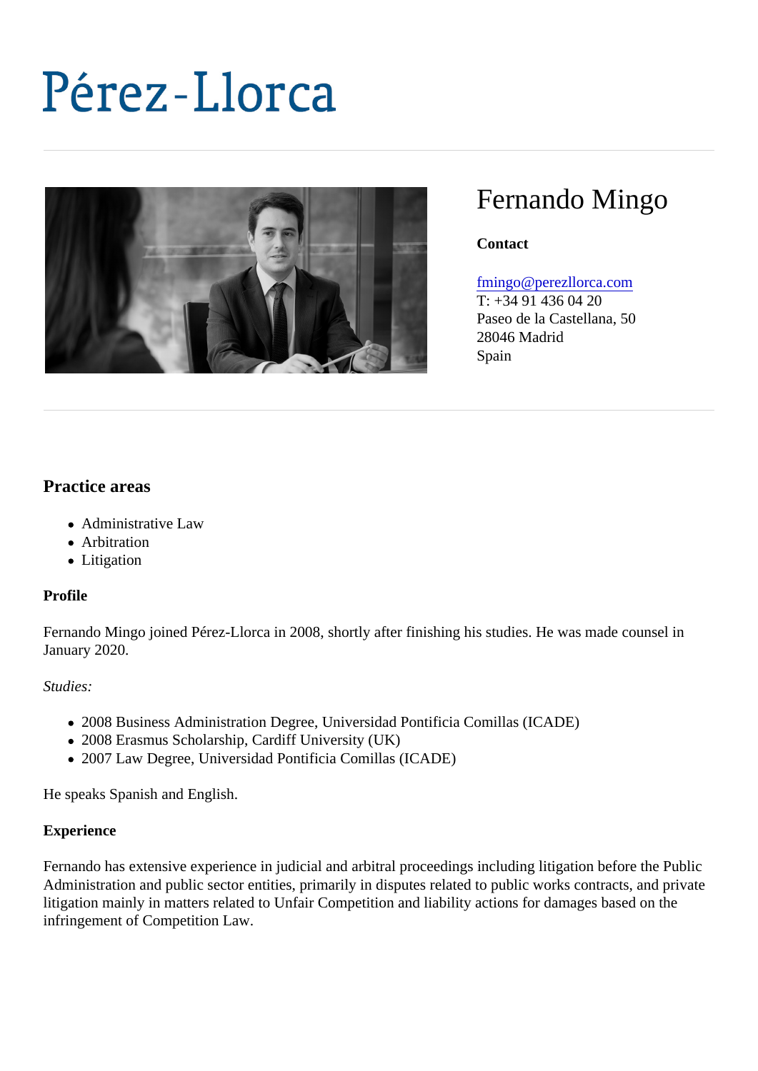# Pérez-Llorca

## Fernando Mingo

**Contact**

fmingo@perezllorca.com
T: +34 91 436 04 20
Paseo de la Castellana, 50
28046 Madrid
Spain

### Practice areas

- Administrative Law
- Arbitration
- Litigation

**Profile**

Fernando Mingo joined Pérez-Llorca in 2008, shortly after finishing his studies. He was made counsel in January 2020.

*Studies:*

- 2008 Business Administration Degree, Universidad Pontificia Comillas (ICADE)
- 2008 Erasmus Scholarship, Cardiff University (UK)
- 2007 Law Degree, Universidad Pontificia Comillas (ICADE)

He speaks Spanish and English.

**Experience**

Fernando has extensive experience in judicial and arbitral proceedings including litigation before the Public Administration and public sector entities, primarily in disputes related to public works contracts, and private litigation mainly in matters related to Unfair Competition and liability actions for damages based on the infringement of Competition Law.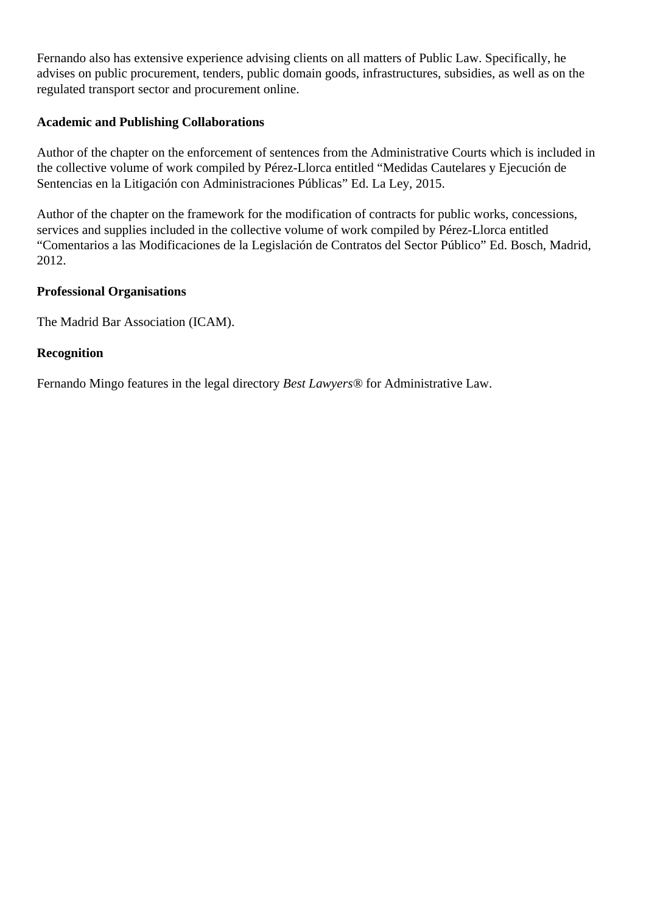Fernando also has extensive experience advising clients on all matters of Public Law. Specifically, he advises on public procurement, tenders, public domain goods, infrastructures, subsidies, as well as on the regulated transport sector and procurement online.

**Academic and Publishing Collaborations**

Author of the chapter on the enforcement of sentences from the Administrative Courts which is included in the collective volume of work compiled by Pérez-Llorca entitled "Medidas Cautelares y Ejecución de Sentencias en la Litigación con Administraciones Públicas" Ed. La Ley, 2015.

Author of the chapter on the framework for the modification of contracts for public works, concessions, services and supplies included in the collective volume of work compiled by Pérez-Llorca entitled "Comentarios a las Modificaciones de la Legislación de Contratos del Sector Público" Ed. Bosch, Madrid, 2012.

**Professional Organisations**

The Madrid Bar Association (ICAM).

**Recognition**

Fernando Mingo features in the legal directory *Best Lawyers®* for Administrative Law.